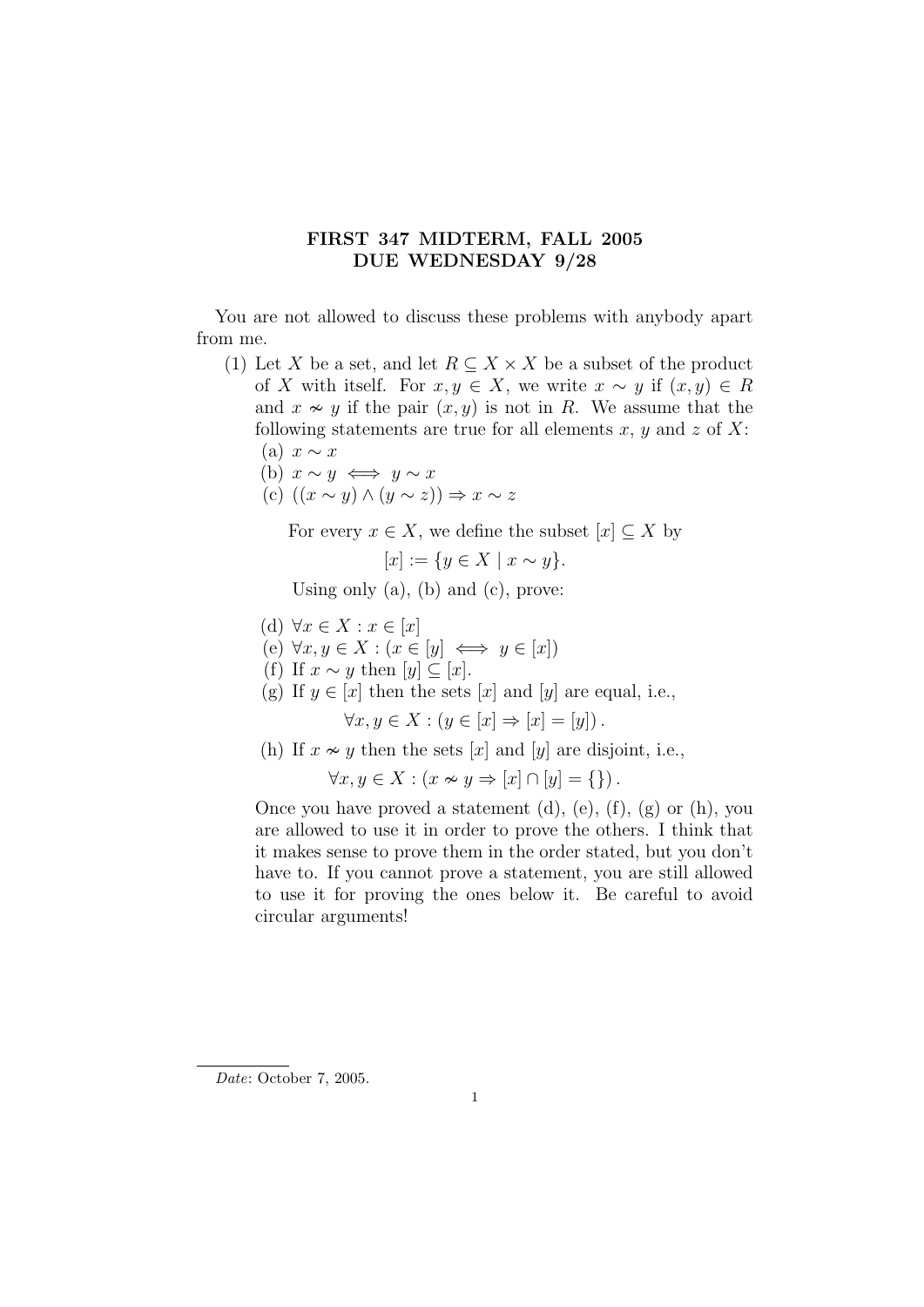# FIRST 347 MIDTERM, FALL 2005
## DUE WEDNESDAY 9/28

You are not allowed to discuss these problems with anybody apart from me.

(1) Let $X$ be a set, and let $R \subseteq X \times X$ be a subset of the product of $X$ with itself. For $x, y \in X$, we write $x \sim y$ if $(x, y) \in R$ and $x \nsim y$ if the pair $(x, y)$ is not in $R$. We assume that the following statements are true for all elements $x$, $y$ and $z$ of $X$:

   (a) $x \sim x$
   
   (b) $x \sim y \iff y \sim x$
   
   (c) $((x \sim y) \wedge (y \sim z)) \Rightarrow x \sim z$

   For every $x \in X$, we define the subset $[x] \subseteq X$ by
   
   $$[x] := \{y \in X \mid x \sim y\}.$$
   
   Using only (a), (b) and (c), prove:

   (d) $\forall x \in X : x \in [x]$
   
   (e) $\forall x, y \in X : (x \in [y] \iff y \in [x])$
   
   (f) If $x \sim y$ then $[y] \subseteq [x]$.
   
   (g) If $y \in [x]$ then the sets $[x]$ and $[y]$ are equal, i.e.,
   
   $$\forall x, y \in X : (y \in [x] \Rightarrow [x] = [y]).$$
   
   (h) If $x \nsim y$ then the sets $[x]$ and $[y]$ are disjoint, i.e.,
   
   $$\forall x, y \in X : (x \nsim y \Rightarrow [x] \cap [y] = \{\}).$$

   Once you have proved a statement (d), (e), (f), (g) or (h), you are allowed to use it in order to prove the others. I think that it makes sense to prove them in the order stated, but you don't have to. If you cannot prove a statement, you are still allowed to use it for proving the ones below it. Be careful to avoid circular arguments!

*Date*: October 7, 2005.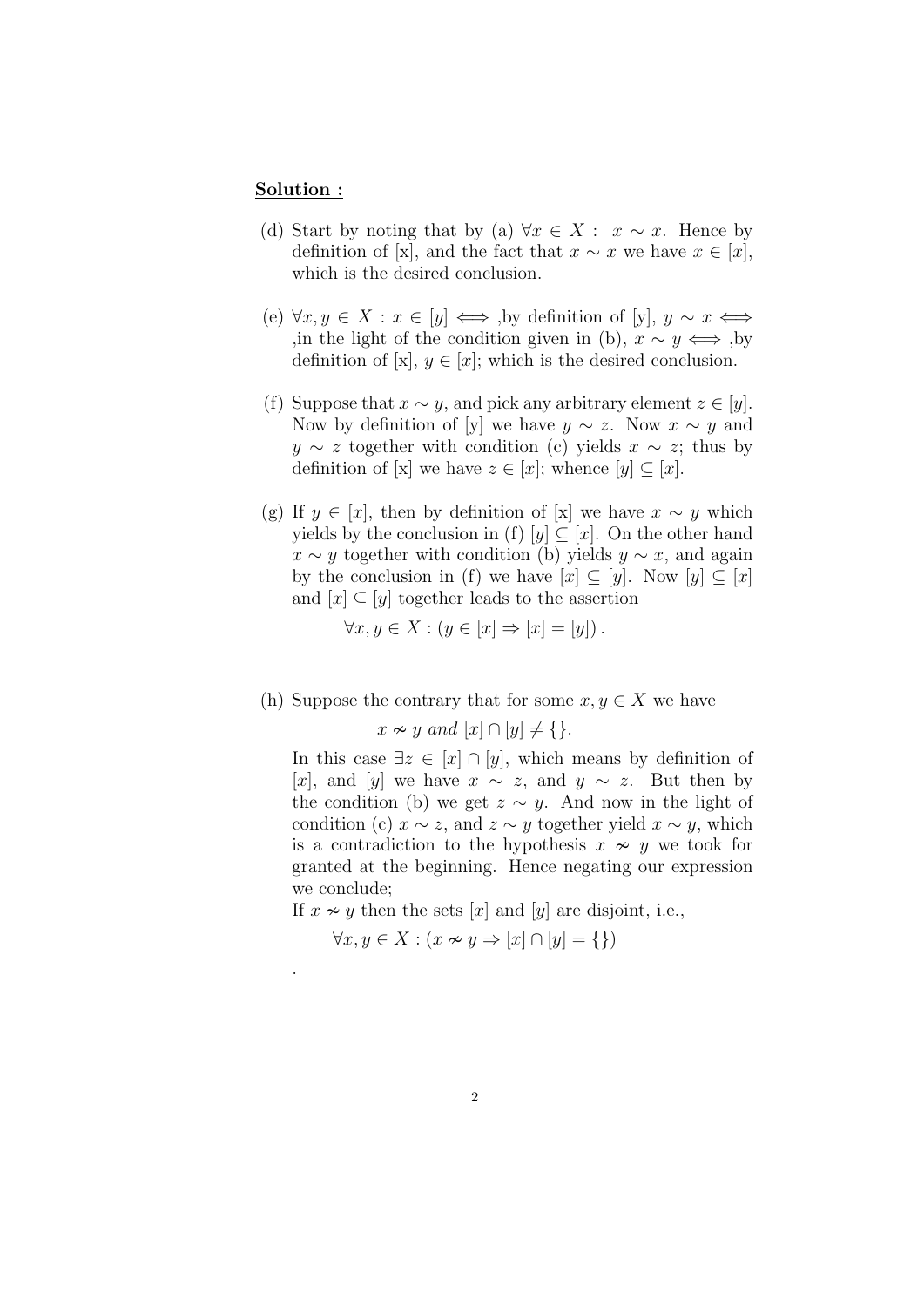**Solution :**

(d) Start by noting that by (a) $\forall x \in X: \;\; x \sim x$. Hence by definition of [x], and the fact that $x \sim x$ we have $x \in [x]$, which is the desired conclusion.

(e) $\forall x, y \in X : x \in [y] \iff$ ,by definition of [y], $y \sim x \iff$ ,in the light of the condition given in (b), $x \sim y \iff$ ,by definition of [x], $y \in [x]$; which is the desired conclusion.

(f) Suppose that $x \sim y$, and pick any arbitrary element $z \in [y]$. Now by definition of [y] we have $y \sim z$. Now $x \sim y$ and $y \sim z$ together with condition (c) yields $x \sim z$; thus by definition of [x] we have $z \in [x]$; whence $[y] \subseteq [x]$.

(g) If $y \in [x]$, then by definition of [x] we have $x \sim y$ which yields by the conclusion in (f) $[y] \subseteq [x]$. On the other hand $x \sim y$ together with condition (b) yields $y \sim x$, and again by the conclusion in (f) we have $[x] \subseteq [y]$. Now $[y] \subseteq [x]$ and $[x] \subseteq [y]$ together leads to the assertion

$$\forall x, y \in X : (y \in [x] \Rightarrow [x] = [y]) \,.$$

(h) Suppose the contrary that for some $x, y \in X$ we have

$$x \nsim y \; and \; [x] \cap [y] \neq \{\}.$$

In this case $\exists z \in [x] \cap [y]$, which means by definition of $[x]$, and $[y]$ we have $x \sim z$, and $y \sim z$. But then by the condition (b) we get $z \sim y$. And now in the light of condition (c) $x \sim z$, and $z \sim y$ together yield $x \sim y$, which is a contradiction to the hypothesis $x \nsim y$ we took for granted at the beginning. Hence negating our expression we conclude;

If $x \nsim y$ then the sets $[x]$ and $[y]$ are disjoint, i.e.,

$$\forall x, y \in X : (x \nsim y \Rightarrow [x] \cap [y] = \{\})$$

.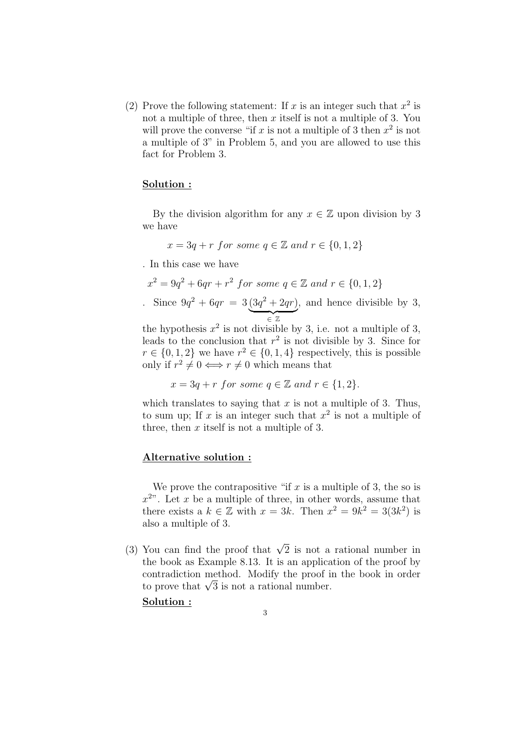(2) Prove the following statement: If $x$ is an integer such that $x^2$ is not a multiple of three, then $x$ itself is not a multiple of 3. You will prove the converse "if $x$ is not a multiple of 3 then $x^2$ is not a multiple of 3" in Problem 5, and you are allowed to use this fact for Problem 3.

**Solution :**

By the division algorithm for any $x \in \mathbb{Z}$ upon division by 3 we have

$$x = 3q + r \textit{ for some } q \in \mathbb{Z} \textit{ and } r \in \{0, 1, 2\}$$

. In this case we have

$$x^2 = 9q^2 + 6qr + r^2 \textit{ for some } q \in \mathbb{Z} \textit{ and } r \in \{0, 1, 2\}$$

. Since $9q^2 + 6qr = 3\underbrace{(3q^2 + 2qr)}_{\in \mathbb{Z}}$, and hence divisible by 3, the hypothesis $x^2$ is not divisible by 3, i.e. not a multiple of 3, leads to the conclusion that $r^2$ is not divisible by 3. Since for $r \in \{0, 1, 2\}$ we have $r^2 \in \{0, 1, 4\}$ respectively, this is possible only if $r^2 \neq 0 \iff r \neq 0$ which means that

$$x = 3q + r \textit{ for some } q \in \mathbb{Z} \textit{ and } r \in \{1, 2\}.$$

which translates to saying that $x$ is not a multiple of 3. Thus, to sum up; If $x$ is an integer such that $x^2$ is not a multiple of three, then $x$ itself is not a multiple of 3.

**Alternative solution :**

We prove the contrapositive "if $x$ is a multiple of 3, the so is $x^2$". Let $x$ be a multiple of three, in other words, assume that there exists a $k \in \mathbb{Z}$ with $x = 3k$. Then $x^2 = 9k^2 = 3(3k^2)$ is also a multiple of 3.

(3) You can find the proof that $\sqrt{2}$ is not a rational number in the book as Example 8.13. It is an application of the proof by contradiction method. Modify the proof in the book in order to prove that $\sqrt{3}$ is not a rational number.

**Solution :**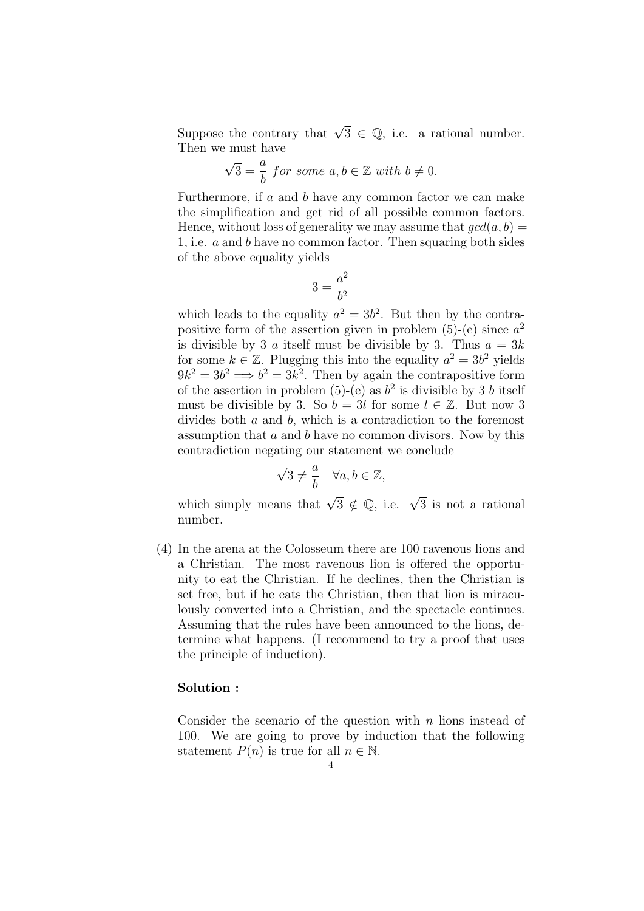Suppose the contrary that $\sqrt{3} \in \mathbb{Q}$, i.e. a rational number. Then we must have

$$\sqrt{3} = \frac{a}{b} \; for \; some \; a, b \in \mathbb{Z} \; with \; b \neq 0.$$

Furthermore, if $a$ and $b$ have any common factor we can make the simplification and get rid of all possible common factors. Hence, without loss of generality we may assume that $gcd(a, b) = 1$, i.e. $a$ and $b$ have no common factor. Then squaring both sides of the above equality yields

$$3 = \frac{a^2}{b^2}$$

which leads to the equality $a^2 = 3b^2$. But then by the contrapositive form of the assertion given in problem (5)-(e) since $a^2$ is divisible by 3 $a$ itself must be divisible by 3. Thus $a = 3k$ for some $k \in \mathbb{Z}$. Plugging this into the equality $a^2 = 3b^2$ yields $9k^2 = 3b^2 \Longrightarrow b^2 = 3k^2$. Then by again the contrapositive form of the assertion in problem (5)-(e) as $b^2$ is divisible by 3 $b$ itself must be divisible by 3. So $b = 3l$ for some $l \in \mathbb{Z}$. But now 3 divides both $a$ and $b$, which is a contradiction to the foremost assumption that $a$ and $b$ have no common divisors. Now by this contradiction negating our statement we conclude

$$\sqrt{3} \neq \frac{a}{b} \quad \forall a, b \in \mathbb{Z},$$

which simply means that $\sqrt{3} \notin \mathbb{Q}$, i.e. $\sqrt{3}$ is not a rational number.

(4) In the arena at the Colosseum there are 100 ravenous lions and a Christian. The most ravenous lion is offered the opportunity to eat the Christian. If he declines, then the Christian is set free, but if he eats the Christian, then that lion is miraculously converted into a Christian, and the spectacle continues. Assuming that the rules have been announced to the lions, determine what happens. (I recommend to try a proof that uses the principle of induction).

**Solution :**

Consider the scenario of the question with $n$ lions instead of 100. We are going to prove by induction that the following statement $P(n)$ is true for all $n \in \mathbb{N}$.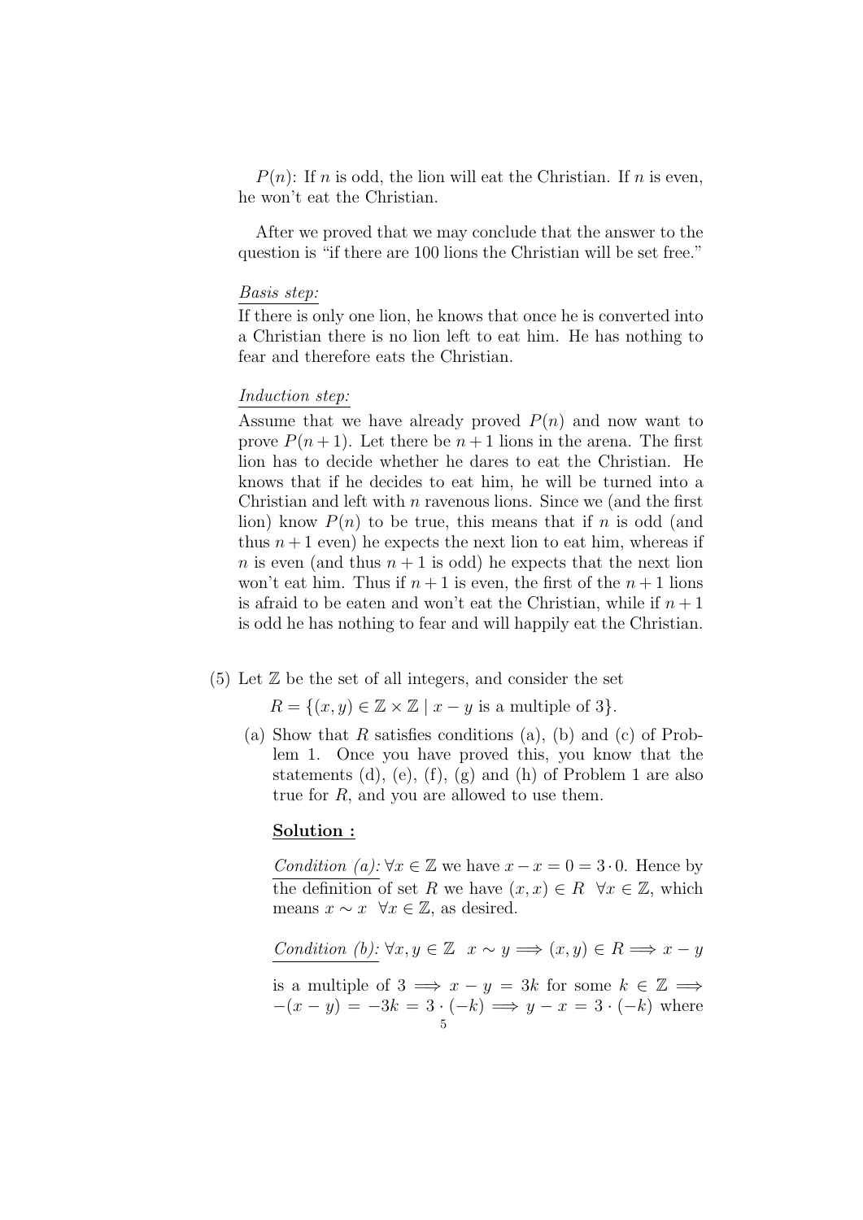$P(n)$: If $n$ is odd, the lion will eat the Christian. If $n$ is even, he won't eat the Christian.

After we proved that we may conclude that the answer to the question is "if there are 100 lions the Christian will be set free."

<u>*Basis step:*</u>
If there is only one lion, he knows that once he is converted into a Christian there is no lion left to eat him. He has nothing to fear and therefore eats the Christian.

<u>*Induction step:*</u>
Assume that we have already proved $P(n)$ and now want to prove $P(n+1)$. Let there be $n+1$ lions in the arena. The first lion has to decide whether he dares to eat the Christian. He knows that if he decides to eat him, he will be turned into a Christian and left with $n$ ravenous lions. Since we (and the first lion) know $P(n)$ to be true, this means that if $n$ is odd (and thus $n+1$ even) he expects the next lion to eat him, whereas if $n$ is even (and thus $n+1$ is odd) he expects that the next lion won't eat him. Thus if $n+1$ is even, the first of the $n+1$ lions is afraid to be eaten and won't eat the Christian, while if $n+1$ is odd he has nothing to fear and will happily eat the Christian.

(5) Let $\mathbb{Z}$ be the set of all integers, and consider the set

$$R = \{(x, y) \in \mathbb{Z} \times \mathbb{Z} \mid x - y \text{ is a multiple of } 3\}.$$

(a) Show that $R$ satisfies conditions (a), (b) and (c) of Problem 1. Once you have proved this, you know that the statements (d), (e), (f), (g) and (h) of Problem 1 are also true for $R$, and you are allowed to use them.

<u>**Solution :**</u>

<u>*Condition (a):*</u> $\forall x \in \mathbb{Z}$ we have $x - x = 0 = 3 \cdot 0$. Hence by the definition of set $R$ we have $(x, x) \in R \ \ \forall x \in \mathbb{Z}$, which means $x \sim x \ \ \forall x \in \mathbb{Z}$, as desired.

<u>*Condition (b):*</u> $\forall x, y \in \mathbb{Z} \ \ x \sim y \Longrightarrow (x, y) \in R \Longrightarrow x - y$ is a multiple of $3 \Longrightarrow x - y = 3k$ for some $k \in \mathbb{Z} \Longrightarrow -(x - y) = -3k = 3 \cdot (-k) \Longrightarrow y - x = 3 \cdot (-k)$ where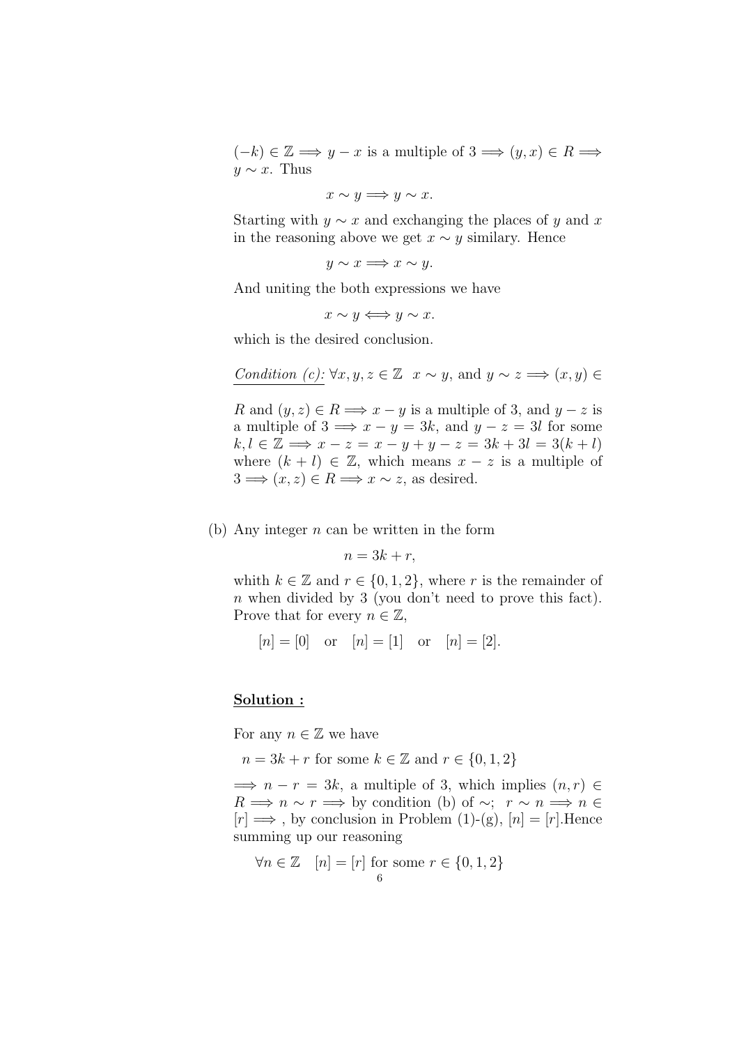$(-k) \in \mathbb{Z} \Longrightarrow y - x$ is a multiple of $3 \Longrightarrow (y, x) \in R \Longrightarrow y \sim x$. Thus

$$x \sim y \Longrightarrow y \sim x.$$

Starting with $y \sim x$ and exchanging the places of $y$ and $x$ in the reasoning above we get $x \sim y$ similary. Hence

$$y \sim x \Longrightarrow x \sim y.$$

And uniting the both expressions we have

$$x \sim y \Longleftrightarrow y \sim x.$$

which is the desired conclusion.

<u>*Condition (c):*</u> $\forall x, y, z \in \mathbb{Z} \;\; x \sim y$, and $y \sim z \Longrightarrow (x, y) \in R$ and $(y, z) \in R \Longrightarrow x - y$ is a multiple of 3, and $y - z$ is a multiple of $3 \Longrightarrow x - y = 3k$, and $y - z = 3l$ for some $k, l \in \mathbb{Z} \Longrightarrow x - z = x - y + y - z = 3k + 3l = 3(k + l)$ where $(k + l) \in \mathbb{Z}$, which means $x - z$ is a multiple of $3 \Longrightarrow (x, z) \in R \Longrightarrow x \sim z$, as desired.

(b) Any integer $n$ can be written in the form

$$n = 3k + r,$$

whith $k \in \mathbb{Z}$ and $r \in \{0, 1, 2\}$, where $r$ is the remainder of $n$ when divided by 3 (you don't need to prove this fact). Prove that for every $n \in \mathbb{Z}$,

$$[n] = [0] \quad \text{or} \quad [n] = [1] \quad \text{or} \quad [n] = [2].$$

**<u>Solution :</u>**

For any $n \in \mathbb{Z}$ we have

$n = 3k + r$ for some $k \in \mathbb{Z}$ and $r \in \{0, 1, 2\}$

$\Longrightarrow n - r = 3k$, a multiple of 3, which implies $(n, r) \in R \Longrightarrow n \sim r \Longrightarrow$ by condition (b) of $\sim$; $r \sim n \Longrightarrow n \in [r] \Longrightarrow$, by conclusion in Problem (1)-(g), $[n] = [r]$.Hence summing up our reasoning

$$\forall n \in \mathbb{Z} \quad [n] = [r] \text{ for some } r \in \{0, 1, 2\}$$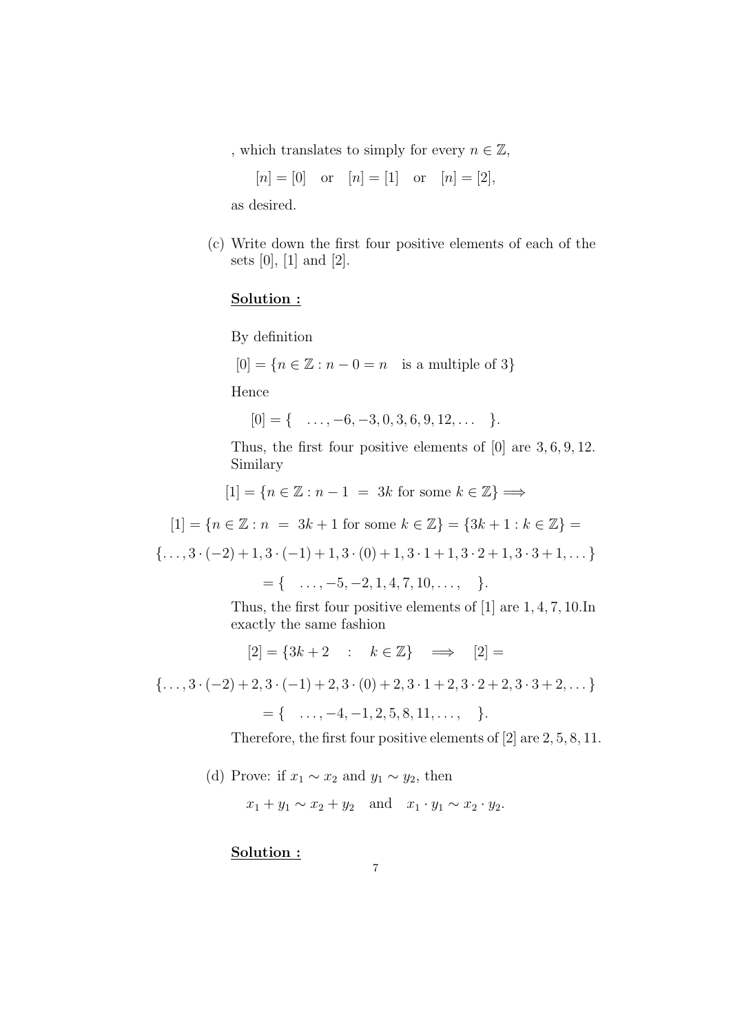, which translates to simply for every $n \in \mathbb{Z}$,

$$[n] = [0] \quad \text{or} \quad [n] = [1] \quad \text{or} \quad [n] = [2],$$

as desired.

(c) Write down the first four positive elements of each of the sets [0], [1] and [2].

**<u>Solution :</u>**

By definition

$$[0] = \{n \in \mathbb{Z} : n - 0 = n \quad \text{is a multiple of } 3\}$$

Hence

$$[0] = \{ \quad \ldots, -6, -3, 0, 3, 6, 9, 12, \ldots \quad \}.$$

Thus, the first four positive elements of [0] are 3, 6, 9, 12. Similary

$$[1] = \{n \in \mathbb{Z} : n - 1 \ = \ 3k \text{ for some } k \in \mathbb{Z}\} \Longrightarrow$$

$$[1] = \{n \in \mathbb{Z} : n \ = \ 3k + 1 \text{ for some } k \in \mathbb{Z}\} = \{3k + 1 : k \in \mathbb{Z}\} =$$

$$\{\ldots, 3 \cdot (-2) + 1, 3 \cdot (-1) + 1, 3 \cdot (0) + 1, 3 \cdot 1 + 1, 3 \cdot 2 + 1, 3 \cdot 3 + 1, \ldots\}$$

$$= \{ \quad \ldots, -5, -2, 1, 4, 7, 10, \ldots, \quad \}.$$

Thus, the first four positive elements of [1] are 1, 4, 7, 10.In exactly the same fashion

$$[2] = \{3k + 2 \quad : \quad k \in \mathbb{Z}\} \quad \Longrightarrow \quad [2] =$$

$$\{\ldots, 3 \cdot (-2) + 2, 3 \cdot (-1) + 2, 3 \cdot (0) + 2, 3 \cdot 1 + 2, 3 \cdot 2 + 2, 3 \cdot 3 + 2, \ldots\}$$

$$= \{ \quad \ldots, -4, -1, 2, 5, 8, 11, \ldots, \quad \}.$$

Therefore, the first four positive elements of [2] are 2, 5, 8, 11.

(d) Prove: if $x_1 \sim x_2$ and $y_1 \sim y_2$, then

$$x_1 + y_1 \sim x_2 + y_2 \quad \text{and} \quad x_1 \cdot y_1 \sim x_2 \cdot y_2.$$

**<u>Solution :</u>**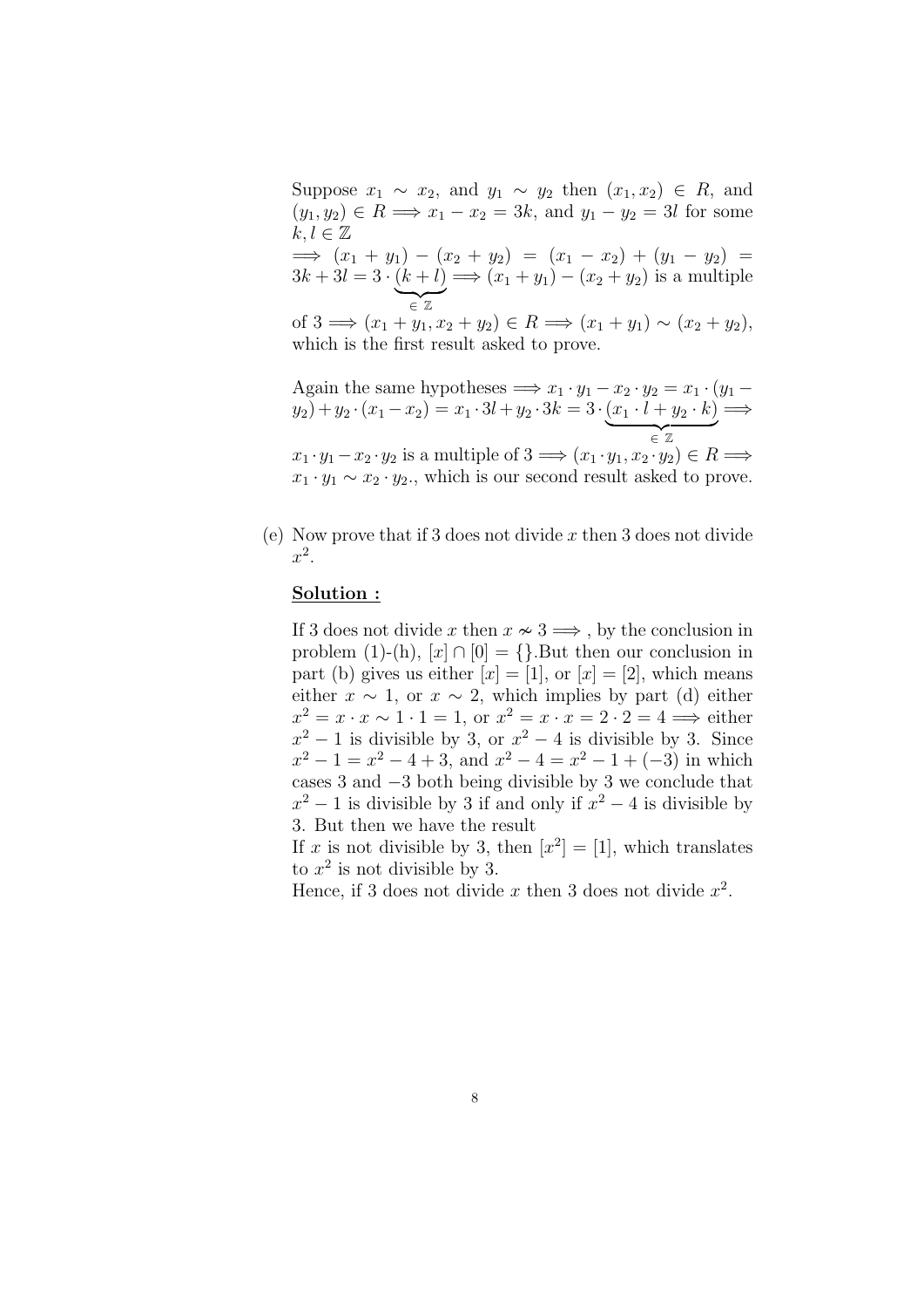Suppose $x_1 \sim x_2$, and $y_1 \sim y_2$ then $(x_1, x_2) \in R$, and $(y_1, y_2) \in R \implies x_1 - x_2 = 3k$, and $y_1 - y_2 = 3l$ for some $k, l \in \mathbb{Z}$

$\implies (x_1 + y_1) - (x_2 + y_2) = (x_1 - x_2) + (y_1 - y_2) = 3k + 3l = 3 \cdot \underbrace{(k + l)}_{\in \mathbb{Z}} \implies (x_1 + y_1) - (x_2 + y_2)$ is a multiple of $3 \implies (x_1 + y_1, x_2 + y_2) \in R \implies (x_1 + y_1) \sim (x_2 + y_2)$, which is the first result asked to prove.

Again the same hypotheses $\implies x_1 \cdot y_1 - x_2 \cdot y_2 = x_1 \cdot (y_1 - y_2) + y_2 \cdot (x_1 - x_2) = x_1 \cdot 3l + y_2 \cdot 3k = 3 \cdot \underbrace{(x_1 \cdot l + y_2 \cdot k)}_{\in \mathbb{Z}} \implies$ $x_1 \cdot y_1 - x_2 \cdot y_2$ is a multiple of $3 \implies (x_1 \cdot y_1, x_2 \cdot y_2) \in R \implies$ $x_1 \cdot y_1 \sim x_2 \cdot y_2$., which is our second result asked to prove.

(e) Now prove that if 3 does not divide $x$ then 3 does not divide $x^2$.

**Solution :**

If 3 does not divide $x$ then $x \nsim 3 \implies$ , by the conclusion in problem (1)-(h), $[x] \cap [0] = \{\}$.But then our conclusion in part (b) gives us either $[x] = [1]$, or $[x] = [2]$, which means either $x \sim 1$, or $x \sim 2$, which implies by part (d) either $x^2 = x \cdot x \sim 1 \cdot 1 = 1$, or $x^2 = x \cdot x = 2 \cdot 2 = 4 \implies$ either $x^2 - 1$ is divisible by 3, or $x^2 - 4$ is divisible by 3. Since $x^2 - 1 = x^2 - 4 + 3$, and $x^2 - 4 = x^2 - 1 + (-3)$ in which cases 3 and $-3$ both being divisible by 3 we conclude that $x^2 - 1$ is divisible by 3 if and only if $x^2 - 4$ is divisible by 3. But then we have the result

If $x$ is not divisible by 3, then $[x^2] = [1]$, which translates to $x^2$ is not divisible by 3.

Hence, if 3 does not divide $x$ then 3 does not divide $x^2$.